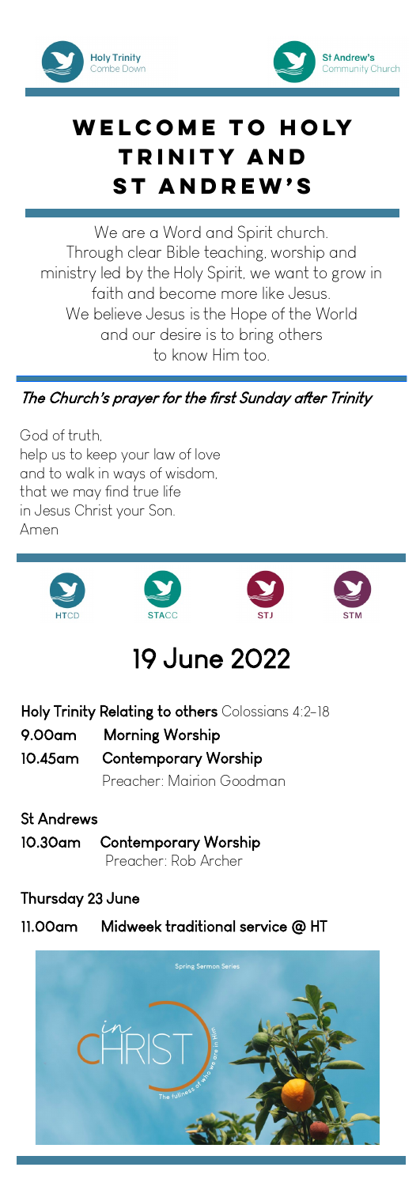Holy Trinity Combe Down

St Andrew's Community Church

# WELCOME TO HOLY TRINITY AND ST ANDREW'S

We are a Word and Spirit church.
Through clear Bible teaching, worship and ministry led by the Holy Spirit, we want to grow in faith and become more like Jesus.
We believe Jesus is the Hope of the World and our desire is to bring others to know Him too.

***The Church's prayer for the first Sunday after Trinity***

God of truth,
help us to keep your law of love
and to walk in ways of wisdom,
that we may find true life
in Jesus Christ your Son.
Amen

HTCD STACC STJ STM

# 19 June 2022

**Holy Trinity Relating to others** Colossians 4:2-18

**9.00am Morning Worship**

**10.45am Contemporary Worship**
Preacher: Mairion Goodman

**St Andrews**

**10.30am Contemporary Worship**
Preacher: Rob Archer

**Thursday 23 June**

**11.00am Midweek traditional service @ HT**

Spring Sermon Series

in CHRIST

The fullness of who we are in Him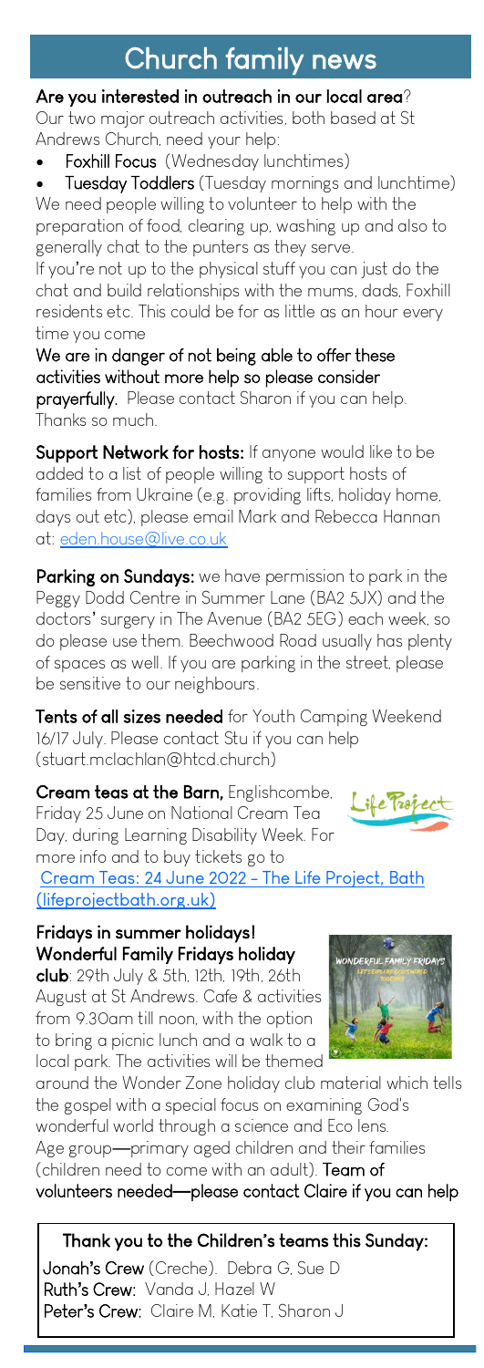# Church family news

**Are you interested in outreach in our local area**?

Our two major outreach activities, both based at St Andrews Church, need your help:

- **Foxhill Focus** (Wednesday lunchtimes)
- **Tuesday Toddlers** (Tuesday mornings and lunchtime)

We need people willing to volunteer to help with the preparation of food, clearing up, washing up and also to generally chat to the punters as they serve.

If you're not up to the physical stuff you can just do the chat and build relationships with the mums, dads, Foxhill residents etc. This could be for as little as an hour every time you come

**We are in danger of not being able to offer these activities without more help so please consider prayerfully.** Please contact Sharon if you can help. Thanks so much.

**Support Network for hosts:** If anyone would like to be added to a list of people willing to support hosts of families from Ukraine (e.g. providing lifts, holiday home, days out etc), please email Mark and Rebecca Hannan at: eden.house@live.co.uk

**Parking on Sundays:** we have permission to park in the Peggy Dodd Centre in Summer Lane (BA2 5JX) and the doctors' surgery in The Avenue (BA2 5EG) each week, so do please use them. Beechwood Road usually has plenty of spaces as well. If you are parking in the street, please be sensitive to our neighbours.

**Tents of all sizes needed** for Youth Camping Weekend 16/17 July. Please contact Stu if you can help (stuart.mclachlan@htcd.church)

**Cream teas at the Barn,** Englishcombe, Friday 25 June on National Cream Tea Day, during Learning Disability Week. For more info and to buy tickets go to Cream Teas: 24 June 2022 – The Life Project, Bath (lifeprojectbath.org.uk)

**Fridays in summer holidays! Wonderful Family Fridays holiday club**: 29th July & 5th, 12th, 19th, 26th August at St Andrews. Cafe & activities from 9.30am till noon, with the option to bring a picnic lunch and a walk to a local park. The activities will be themed around the Wonder Zone holiday club material which tells the gospel with a special focus on examining God's wonderful world through a science and Eco lens. Age group—primary aged children and their families (children need to come with an adult). **Team of volunteers needed—please contact Claire if you can help**

**Thank you to the Children's teams this Sunday:**

**Jonah's Crew** (Creche). Debra G, Sue D
**Ruth's Crew:** Vanda J, Hazel W
**Peter's Crew:** Claire M, Katie T, Sharon J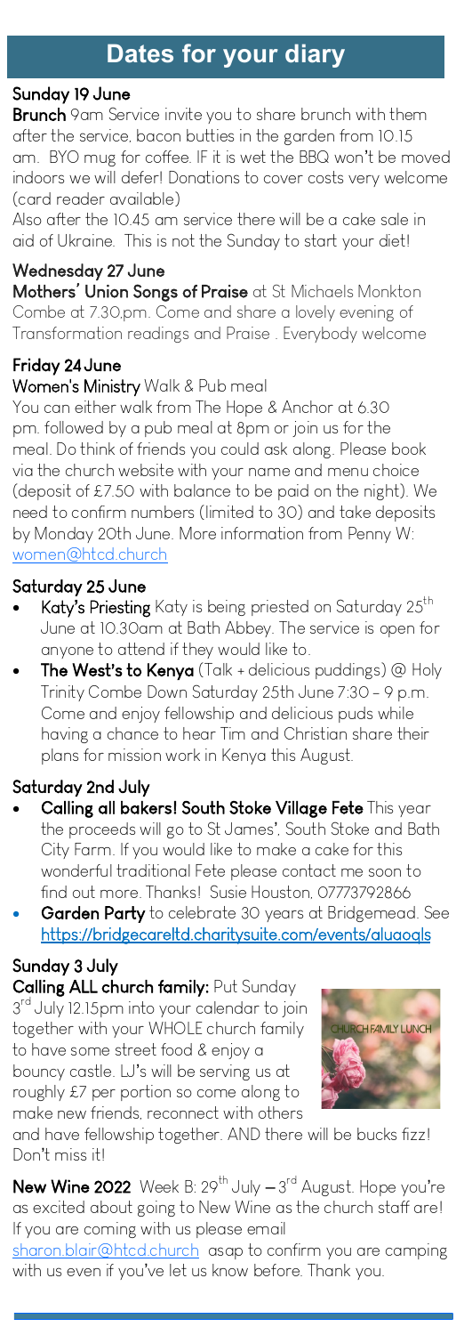# Dates for your diary

### Sunday 19 June

**Brunch** 9am Service invite you to share brunch with them after the service, bacon butties in the garden from 10.15 am. BYO mug for coffee. IF it is wet the BBQ won't be moved indoors we will defer! Donations to cover costs very welcome (card reader available)

Also after the 10.45 am service there will be a cake sale in aid of Ukraine. This is not the Sunday to start your diet!

### Wednesday 27 June

**Mothers' Union Songs of Praise** at St Michaels Monkton Combe at 7.30,pm. Come and share a lovely evening of Transformation readings and Praise . Everybody welcome

### Friday 24 June

**Women's Ministry** Walk & Pub meal

You can either walk from The Hope & Anchor at 6.30 pm. followed by a pub meal at 8pm or join us for the meal. Do think of friends you could ask along. Please book via the church website with your name and menu choice (deposit of £7.50 with balance to be paid on the night). We need to confirm numbers (limited to 30) and take deposits by Monday 20th June. More information from Penny W: women@htcd.church

### Saturday 25 June

- **Katy's Priesting** Katy is being priested on Saturday 25th June at 10.30am at Bath Abbey. The service is open for anyone to attend if they would like to.
- **The West's to Kenya** (Talk + delicious puddings) @ Holy Trinity Combe Down Saturday 25th June 7:30 - 9 p.m. Come and enjoy fellowship and delicious puds while having a chance to hear Tim and Christian share their plans for mission work in Kenya this August.

### Saturday 2nd July

- **Calling all bakers! South Stoke Village Fete** This year the proceeds will go to St James', South Stoke and Bath City Farm. If you would like to make a cake for this wonderful traditional Fete please contact me soon to find out more. Thanks! Susie Houston, 07773792866
- **Garden Party** to celebrate 30 years at Bridgemead. See https://bridgecareltd.charitysuite.com/events/aluaoqls

### Sunday 3 July

**Calling ALL church family:** Put Sunday 3rd July 12.15pm into your calendar to join together with your WHOLE church family to have some street food & enjoy a bouncy castle. LJ's will be serving us at roughly £7 per portion so come along to make new friends, reconnect with others and have fellowship together. AND there will be bucks fizz! Don't miss it!

CHURCH FAMILY LUNCH

**New Wine 2022** Week B: 29th July – 3rd August. Hope you're as excited about going to New Wine as the church staff are! If you are coming with us please email sharon.blair@htcd.church asap to confirm you are camping with us even if you've let us know before. Thank you.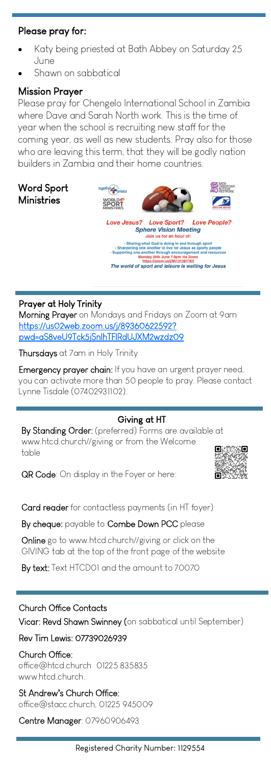## Please pray for:

- Katy being priested at Bath Abbey on Saturday 25 June
- Shawn on sabbatical

## Mission Prayer

Please pray for Chengelo International School in Zambia where Dave and Sarah North work. This is the time of year when the school is recruiting new staff for the coming year, as well as new students. Pray also for those who are leaving this term, that they will be godly nation builders in Zambia and their home countries.

## Word Sport Ministries

*Love Jesus? Love Sport? Love People?*

**Sphere Vision Meeting**

Join us for an hour of:

- Sharing what God is doing in and through sport
- Sharpening one another to live for Jesus as sporty people
- Supporting one another through encouragement and resources

Monday 20th June 7-8pm via Zoom

https://zoom.us/j/95121281763

*The world of sport and leisure is waiting for Jesus*

## Prayer at Holy Trinity

**Morning Prayer** on Mondays and Fridays on Zoom at 9am https://us02web.zoom.us/j/89360622592?pwd=aS8veU9Tck5jSnlhTFlRdUJXM2wzdz09

**Thursdays** at 7am in Holy Trinity

**Emergency prayer chain:** If you have an urgent prayer need, you can activate more than 50 people to pray. Please contact Lynne Tisdale (07402931102).

## Giving at HT

**By Standing Order:** (preferred) Forms are available at www.htcd.church//giving or from the Welcome table

**QR Code**: On display in the Foyer or here:

**Card reader** for contactless payments (in HT foyer)

**By cheque:** payable to **Combe Down PCC** please

**Online** go to www.htcd.church//giving or click on the GIVING tab at the top of the front page of the website

**By text:** Text HTCD01 and the amount to 70070

## Church Office Contacts

**Vicar: Revd Shawn Swinney** (on sabbatical until September)

**Rev Tim Lewis: 07739026939**

**Church Office:**
office@htcd.church 01225 835835
www.htcd.church.

**St Andrew's Church Office:**
office@stacc.church, 01225 945009

**Centre Manager**: 07960906493

Registered Charity Number: 1129554